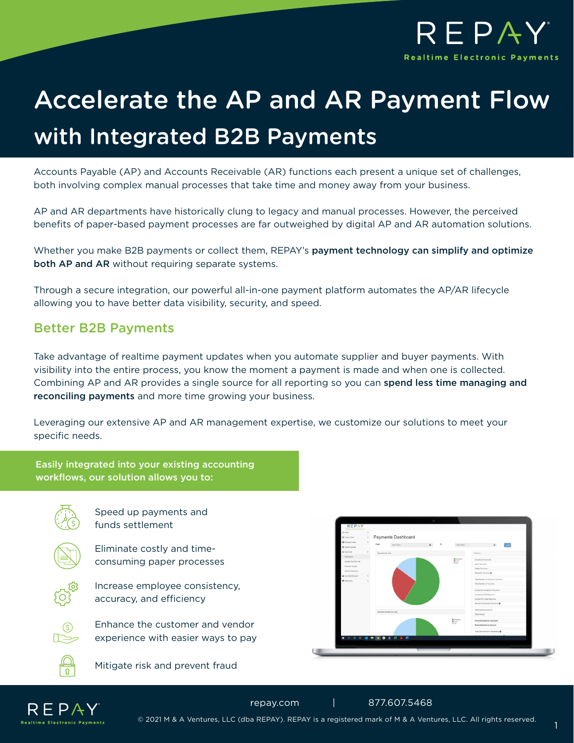REPAY

Realtime Electronic Payments

# Accelerate the AP and AR Payment Flow with Integrated B2B Payments

Accounts Payable (AP) and Accounts Receivable (AR) functions each present a unique set of challenges, both involving complex manual processes that take time and money away from your business.

AP and AR departments have historically clung to legacy and manual processes. However, the perceived benefits of paper-based payment processes are far outweighed by digital AP and AR automation solutions.

Whether you make B2B payments or collect them, REPAY's **payment technology can simplify and optimize both AP and AR** without requiring separate systems.

Through a secure integration, our powerful all-in-one payment platform automates the AP/AR lifecycle allowing you to have better data visibility, security, and speed.

## Better B2B Payments

Take advantage of realtime payment updates when you automate supplier and buyer payments. With visibility into the entire process, you know the moment a payment is made and when one is collected. Combining AP and AR provides a single source for all reporting so you can **spend less time managing and reconciling payments** and more time growing your business.

Leveraging our extensive AP and AR management expertise, we customize our solutions to meet your specific needs.

**Easily integrated into your existing accounting workflows, our solution allows you to:**

- Speed up payments and funds settlement
- Eliminate costly and time-consuming paper processes
- Increase employee consistency, accuracy, and efficiency
- Enhance the customer and vendor experience with easier ways to pay
- Mitigate risk and prevent fraud

repay.com | 877.607.5468

© 2021 M & A Ventures, LLC (dba REPAY). REPAY is a registered mark of M & A Ventures, LLC. All rights reserved.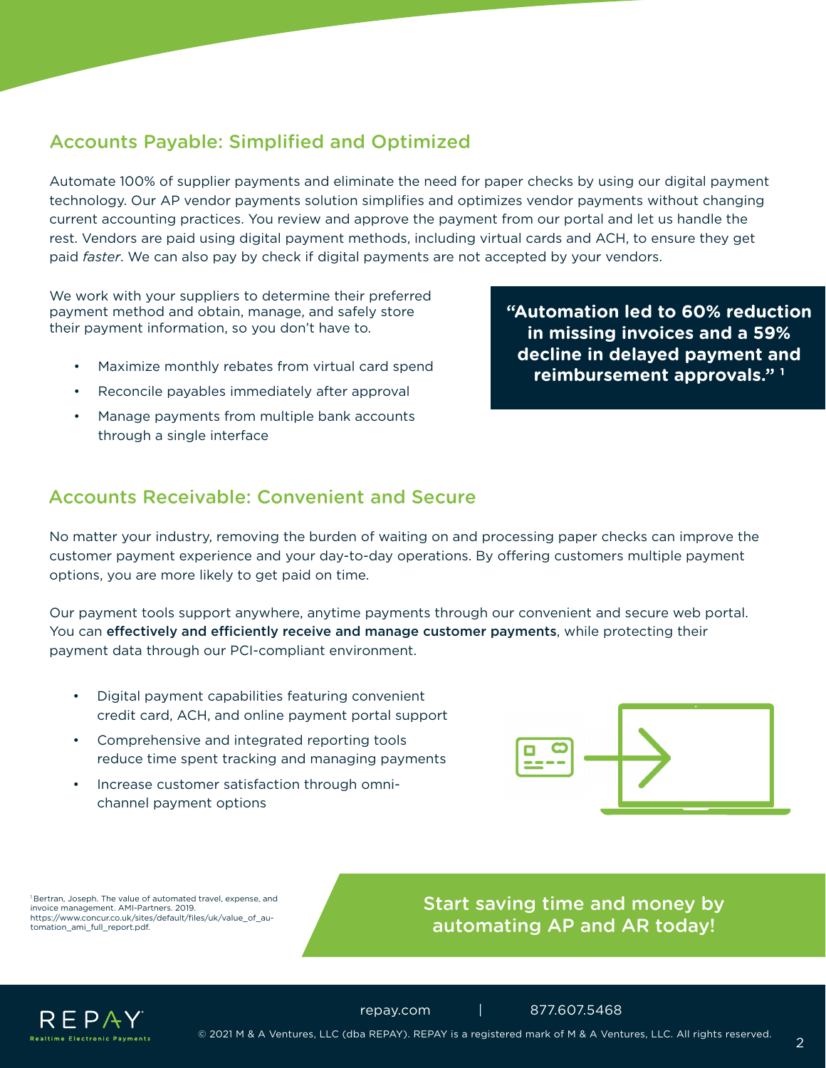## Accounts Payable: Simplified and Optimized

Automate 100% of supplier payments and eliminate the need for paper checks by using our digital payment technology. Our AP vendor payments solution simplifies and optimizes vendor payments without changing current accounting practices. You review and approve the payment from our portal and let us handle the rest. Vendors are paid using digital payment methods, including virtual cards and ACH, to ensure they get paid *faster*. We can also pay by check if digital payments are not accepted by your vendors.

We work with your suppliers to determine their preferred payment method and obtain, manage, and safely store their payment information, so you don't have to.

- Maximize monthly rebates from virtual card spend
- Reconcile payables immediately after approval
- Manage payments from multiple bank accounts through a single interface

**"Automation led to 60% reduction in missing invoices and a 59% decline in delayed payment and reimbursement approvals." [1]**

## Accounts Receivable: Convenient and Secure

No matter your industry, removing the burden of waiting on and processing paper checks can improve the customer payment experience and your day-to-day operations. By offering customers multiple payment options, you are more likely to get paid on time.

Our payment tools support anywhere, anytime payments through our convenient and secure web portal. You can **effectively and efficiently receive and manage customer payments**, while protecting their payment data through our PCI-compliant environment.

- Digital payment capabilities featuring convenient credit card, ACH, and online payment portal support
- Comprehensive and integrated reporting tools reduce time spent tracking and managing payments
- Increase customer satisfaction through omni-channel payment options

[1] Bertran, Joseph. The value of automated travel, expense, and invoice management. AMI-Partners. 2019. https://www.concur.co.uk/sites/default/files/uk/value_of_automation_ami_full_report.pdf.

**Start saving time and money by automating AP and AR today!**

REPAY
Realtime Electronic Payments

repay.com | 877.607.5468

© 2021 M & A Ventures, LLC (dba REPAY). REPAY is a registered mark of M & A Ventures, LLC. All rights reserved.